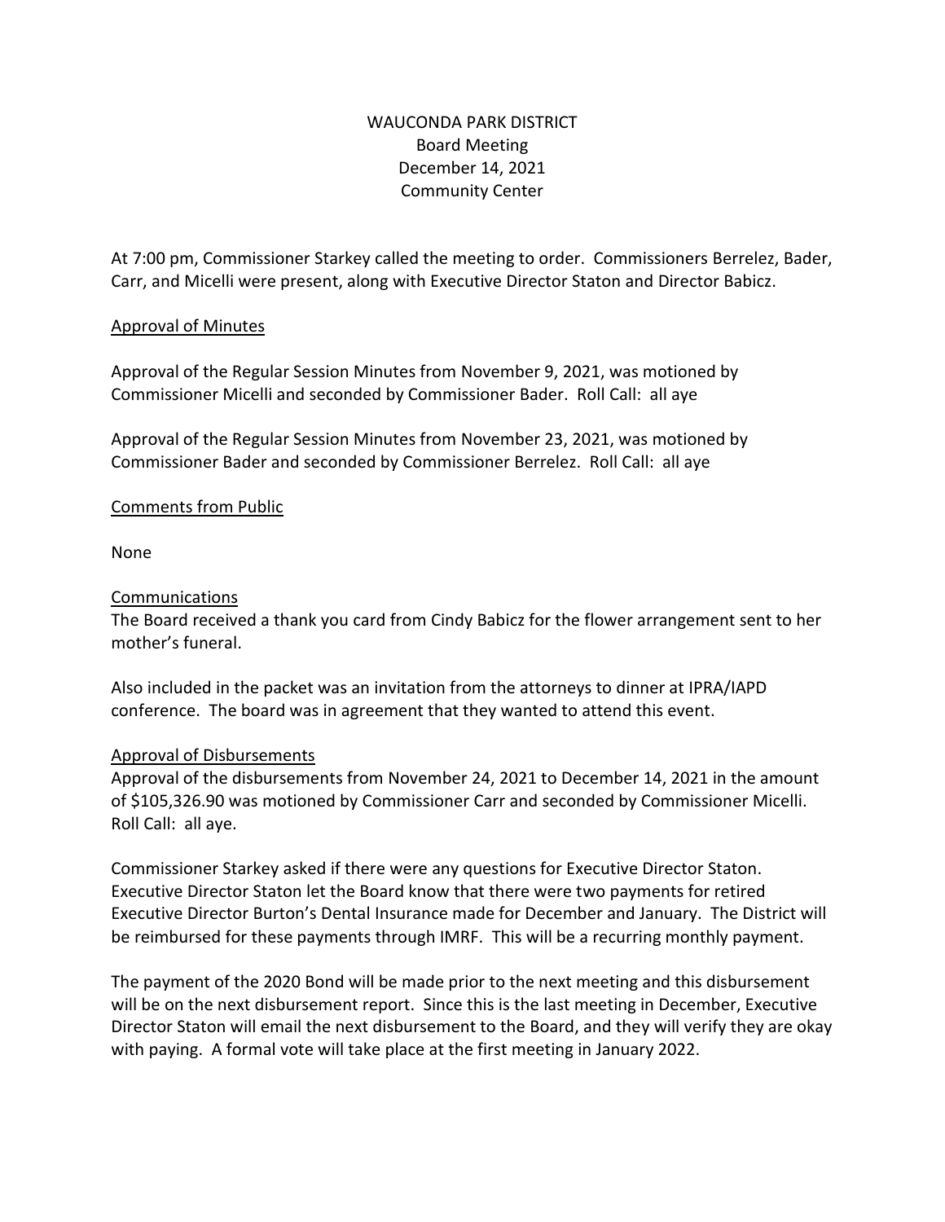# WAUCONDA PARK DISTRICT
## Board Meeting
## December 14, 2021
## Community Center

At 7:00 pm, Commissioner Starkey called the meeting to order. Commissioners Berrelez, Bader, Carr, and Micelli were present, along with Executive Director Staton and Director Babicz.

### Approval of Minutes

Approval of the Regular Session Minutes from November 9, 2021, was motioned by Commissioner Micelli and seconded by Commissioner Bader. Roll Call: all aye

Approval of the Regular Session Minutes from November 23, 2021, was motioned by Commissioner Bader and seconded by Commissioner Berrelez. Roll Call: all aye

### Comments from Public

None

### Communications

The Board received a thank you card from Cindy Babicz for the flower arrangement sent to her mother's funeral.

Also included in the packet was an invitation from the attorneys to dinner at IPRA/IAPD conference. The board was in agreement that they wanted to attend this event.

### Approval of Disbursements

Approval of the disbursements from November 24, 2021 to December 14, 2021 in the amount of $105,326.90 was motioned by Commissioner Carr and seconded by Commissioner Micelli. Roll Call: all aye.

Commissioner Starkey asked if there were any questions for Executive Director Staton. Executive Director Staton let the Board know that there were two payments for retired Executive Director Burton's Dental Insurance made for December and January. The District will be reimbursed for these payments through IMRF. This will be a recurring monthly payment.

The payment of the 2020 Bond will be made prior to the next meeting and this disbursement will be on the next disbursement report. Since this is the last meeting in December, Executive Director Staton will email the next disbursement to the Board, and they will verify they are okay with paying. A formal vote will take place at the first meeting in January 2022.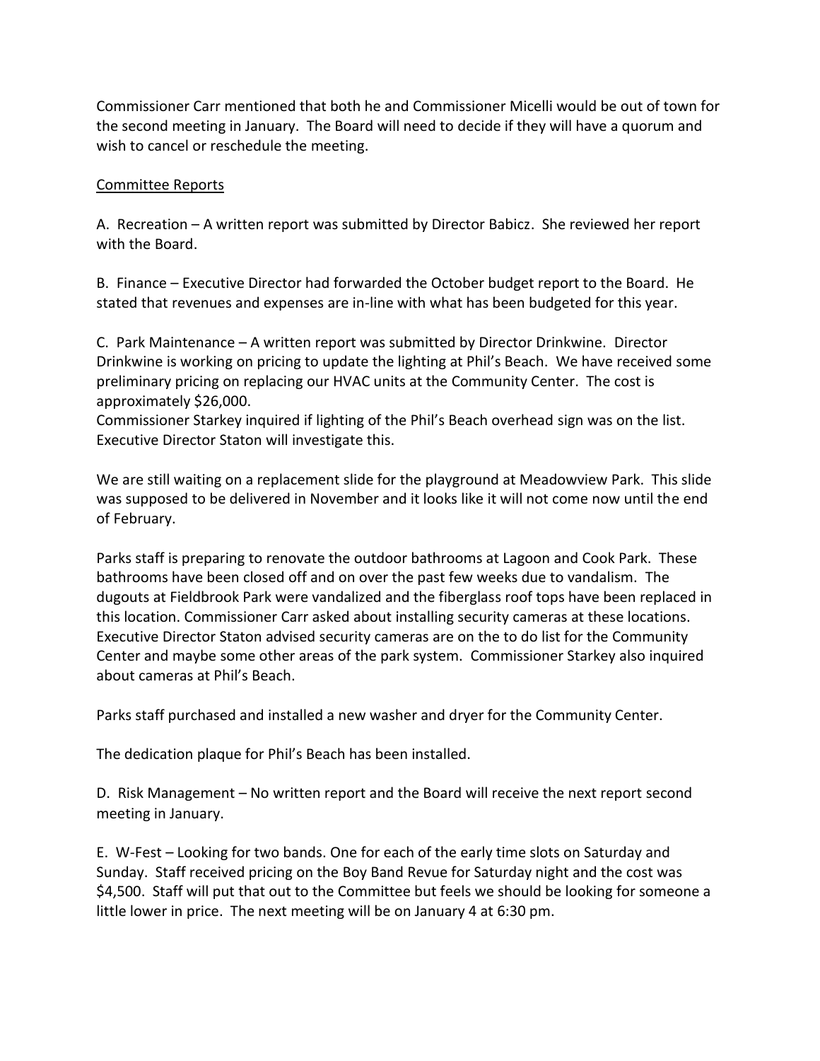Commissioner Carr mentioned that both he and Commissioner Micelli would be out of town for the second meeting in January. The Board will need to decide if they will have a quorum and wish to cancel or reschedule the meeting.

<u>Committee Reports</u>

A. Recreation – A written report was submitted by Director Babicz. She reviewed her report with the Board.

B. Finance – Executive Director had forwarded the October budget report to the Board. He stated that revenues and expenses are in-line with what has been budgeted for this year.

C. Park Maintenance – A written report was submitted by Director Drinkwine. Director Drinkwine is working on pricing to update the lighting at Phil's Beach. We have received some preliminary pricing on replacing our HVAC units at the Community Center. The cost is approximately $26,000.
Commissioner Starkey inquired if lighting of the Phil's Beach overhead sign was on the list. Executive Director Staton will investigate this.

We are still waiting on a replacement slide for the playground at Meadowview Park. This slide was supposed to be delivered in November and it looks like it will not come now until the end of February.

Parks staff is preparing to renovate the outdoor bathrooms at Lagoon and Cook Park. These bathrooms have been closed off and on over the past few weeks due to vandalism. The dugouts at Fieldbrook Park were vandalized and the fiberglass roof tops have been replaced in this location. Commissioner Carr asked about installing security cameras at these locations. Executive Director Staton advised security cameras are on the to do list for the Community Center and maybe some other areas of the park system. Commissioner Starkey also inquired about cameras at Phil's Beach.

Parks staff purchased and installed a new washer and dryer for the Community Center.

The dedication plaque for Phil's Beach has been installed.

D. Risk Management – No written report and the Board will receive the next report second meeting in January.

E. W-Fest – Looking for two bands. One for each of the early time slots on Saturday and Sunday. Staff received pricing on the Boy Band Revue for Saturday night and the cost was $4,500. Staff will put that out to the Committee but feels we should be looking for someone a little lower in price. The next meeting will be on January 4 at 6:30 pm.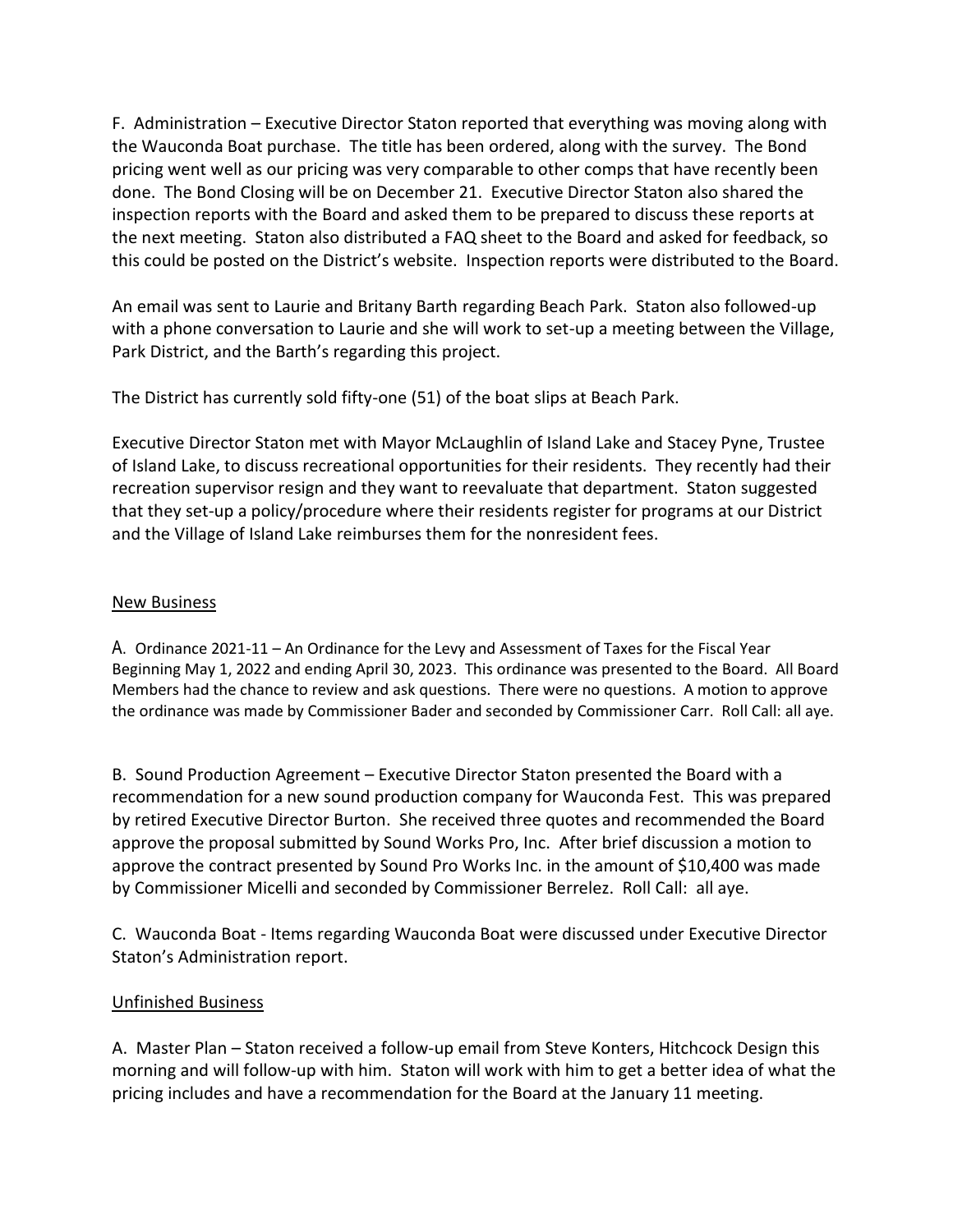F. Administration – Executive Director Staton reported that everything was moving along with the Wauconda Boat purchase. The title has been ordered, along with the survey. The Bond pricing went well as our pricing was very comparable to other comps that have recently been done. The Bond Closing will be on December 21. Executive Director Staton also shared the inspection reports with the Board and asked them to be prepared to discuss these reports at the next meeting. Staton also distributed a FAQ sheet to the Board and asked for feedback, so this could be posted on the District's website. Inspection reports were distributed to the Board.

An email was sent to Laurie and Britany Barth regarding Beach Park. Staton also followed-up with a phone conversation to Laurie and she will work to set-up a meeting between the Village, Park District, and the Barth's regarding this project.

The District has currently sold fifty-one (51) of the boat slips at Beach Park.

Executive Director Staton met with Mayor McLaughlin of Island Lake and Stacey Pyne, Trustee of Island Lake, to discuss recreational opportunities for their residents. They recently had their recreation supervisor resign and they want to reevaluate that department. Staton suggested that they set-up a policy/procedure where their residents register for programs at our District and the Village of Island Lake reimburses them for the nonresident fees.

## New Business

A. Ordinance 2021-11 – An Ordinance for the Levy and Assessment of Taxes for the Fiscal Year Beginning May 1, 2022 and ending April 30, 2023. This ordinance was presented to the Board. All Board Members had the chance to review and ask questions. There were no questions. A motion to approve the ordinance was made by Commissioner Bader and seconded by Commissioner Carr. Roll Call: all aye.

B. Sound Production Agreement – Executive Director Staton presented the Board with a recommendation for a new sound production company for Wauconda Fest. This was prepared by retired Executive Director Burton. She received three quotes and recommended the Board approve the proposal submitted by Sound Works Pro, Inc. After brief discussion a motion to approve the contract presented by Sound Pro Works Inc. in the amount of $10,400 was made by Commissioner Micelli and seconded by Commissioner Berrelez. Roll Call: all aye.

C. Wauconda Boat - Items regarding Wauconda Boat were discussed under Executive Director Staton's Administration report.

## Unfinished Business

A. Master Plan – Staton received a follow-up email from Steve Konters, Hitchcock Design this morning and will follow-up with him. Staton will work with him to get a better idea of what the pricing includes and have a recommendation for the Board at the January 11 meeting.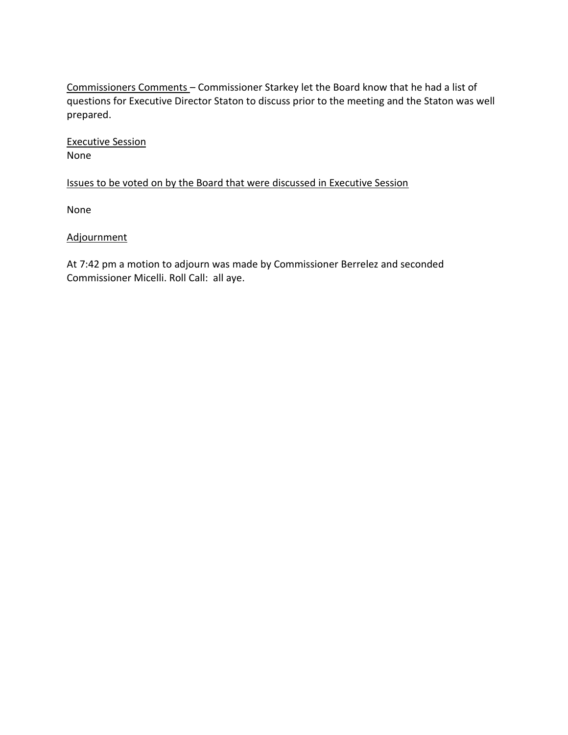Commissioners Comments – Commissioner Starkey let the Board know that he had a list of questions for Executive Director Staton to discuss prior to the meeting and the Staton was well prepared.

Executive Session
None

Issues to be voted on by the Board that were discussed in Executive Session

None

Adjournment

At 7:42 pm a motion to adjourn was made by Commissioner Berrelez and seconded Commissioner Micelli. Roll Call: all aye.